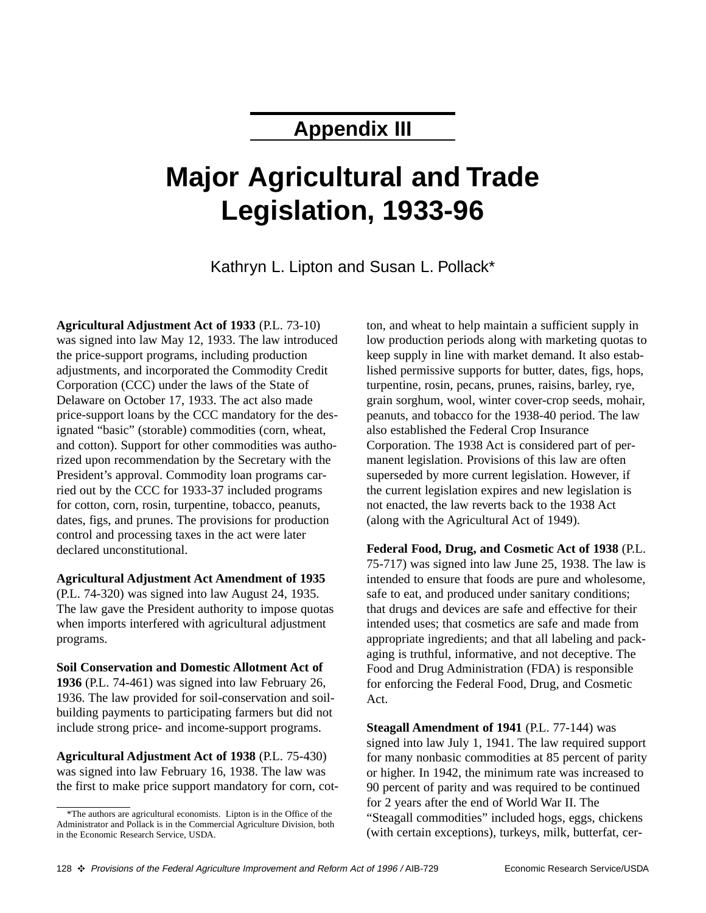## Appendix III

# Major Agricultural and Trade Legislation, 1933-96

Kathryn L. Lipton and Susan L. Pollack*

**Agricultural Adjustment Act of 1933** (P.L. 73-10) was signed into law May 12, 1933. The law introduced the price-support programs, including production adjustments, and incorporated the Commodity Credit Corporation (CCC) under the laws of the State of Delaware on October 17, 1933. The act also made price-support loans by the CCC mandatory for the designated "basic" (storable) commodities (corn, wheat, and cotton). Support for other commodities was authorized upon recommendation by the Secretary with the President's approval. Commodity loan programs carried out by the CCC for 1933-37 included programs for cotton, corn, rosin, turpentine, tobacco, peanuts, dates, figs, and prunes. The provisions for production control and processing taxes in the act were later declared unconstitutional.

**Agricultural Adjustment Act Amendment of 1935** (P.L. 74-320) was signed into law August 24, 1935. The law gave the President authority to impose quotas when imports interfered with agricultural adjustment programs.

**Soil Conservation and Domestic Allotment Act of 1936** (P.L. 74-461) was signed into law February 26, 1936. The law provided for soil-conservation and soil-building payments to participating farmers but did not include strong price- and income-support programs.

**Agricultural Adjustment Act of 1938** (P.L. 75-430) was signed into law February 16, 1938. The law was the first to make price support mandatory for corn, cotton, and wheat to help maintain a sufficient supply in low production periods along with marketing quotas to keep supply in line with market demand. It also established permissive supports for butter, dates, figs, hops, turpentine, rosin, pecans, prunes, raisins, barley, rye, grain sorghum, wool, winter cover-crop seeds, mohair, peanuts, and tobacco for the 1938-40 period. The law also established the Federal Crop Insurance Corporation. The 1938 Act is considered part of permanent legislation. Provisions of this law are often superseded by more current legislation. However, if the current legislation expires and new legislation is not enacted, the law reverts back to the 1938 Act (along with the Agricultural Act of 1949).

**Federal Food, Drug, and Cosmetic Act of 1938** (P.L. 75-717) was signed into law June 25, 1938. The law is intended to ensure that foods are pure and wholesome, safe to eat, and produced under sanitary conditions; that drugs and devices are safe and effective for their intended uses; that cosmetics are safe and made from appropriate ingredients; and that all labeling and packaging is truthful, informative, and not deceptive. The Food and Drug Administration (FDA) is responsible for enforcing the Federal Food, Drug, and Cosmetic Act.

**Steagall Amendment of 1941** (P.L. 77-144) was signed into law July 1, 1941. The law required support for many nonbasic commodities at 85 percent of parity or higher. In 1942, the minimum rate was increased to 90 percent of parity and was required to be continued for 2 years after the end of World War II. The "Steagall commodities" included hogs, eggs, chickens (with certain exceptions), turkeys, milk, butterfat, cer-

*The authors are agricultural economists. Lipton is in the Office of the Administrator and Pollack is in the Commercial Agriculture Division, both in the Economic Research Service, USDA.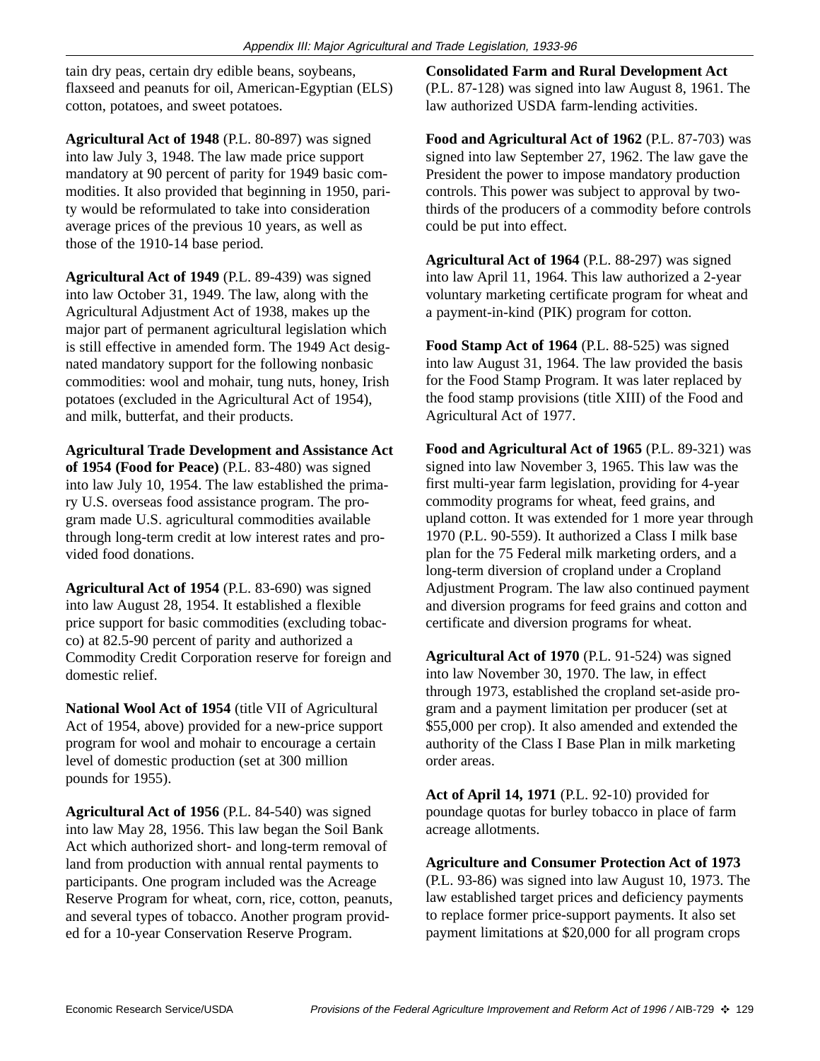tain dry peas, certain dry edible beans, soybeans, flaxseed and peanuts for oil, American-Egyptian (ELS) cotton, potatoes, and sweet potatoes.

**Agricultural Act of 1948** (P.L. 80-897) was signed into law July 3, 1948. The law made price support mandatory at 90 percent of parity for 1949 basic commodities. It also provided that beginning in 1950, parity would be reformulated to take into consideration average prices of the previous 10 years, as well as those of the 1910-14 base period.

**Agricultural Act of 1949** (P.L. 89-439) was signed into law October 31, 1949. The law, along with the Agricultural Adjustment Act of 1938, makes up the major part of permanent agricultural legislation which is still effective in amended form. The 1949 Act designated mandatory support for the following nonbasic commodities: wool and mohair, tung nuts, honey, Irish potatoes (excluded in the Agricultural Act of 1954), and milk, butterfat, and their products.

**Agricultural Trade Development and Assistance Act of 1954 (Food for Peace)** (P.L. 83-480) was signed into law July 10, 1954. The law established the primary U.S. overseas food assistance program. The program made U.S. agricultural commodities available through long-term credit at low interest rates and provided food donations.

**Agricultural Act of 1954** (P.L. 83-690) was signed into law August 28, 1954. It established a flexible price support for basic commodities (excluding tobacco) at 82.5-90 percent of parity and authorized a Commodity Credit Corporation reserve for foreign and domestic relief.

**National Wool Act of 1954** (title VII of Agricultural Act of 1954, above) provided for a new-price support program for wool and mohair to encourage a certain level of domestic production (set at 300 million pounds for 1955).

**Agricultural Act of 1956** (P.L. 84-540) was signed into law May 28, 1956. This law began the Soil Bank Act which authorized short- and long-term removal of land from production with annual rental payments to participants. One program included was the Acreage Reserve Program for wheat, corn, rice, cotton, peanuts, and several types of tobacco. Another program provided for a 10-year Conservation Reserve Program.

**Consolidated Farm and Rural Development Act** (P.L. 87-128) was signed into law August 8, 1961. The law authorized USDA farm-lending activities.

**Food and Agricultural Act of 1962** (P.L. 87-703) was signed into law September 27, 1962. The law gave the President the power to impose mandatory production controls. This power was subject to approval by two-thirds of the producers of a commodity before controls could be put into effect.

**Agricultural Act of 1964** (P.L. 88-297) was signed into law April 11, 1964. This law authorized a 2-year voluntary marketing certificate program for wheat and a payment-in-kind (PIK) program for cotton.

**Food Stamp Act of 1964** (P.L. 88-525) was signed into law August 31, 1964. The law provided the basis for the Food Stamp Program. It was later replaced by the food stamp provisions (title XIII) of the Food and Agricultural Act of 1977.

**Food and Agricultural Act of 1965** (P.L. 89-321) was signed into law November 3, 1965. This law was the first multi-year farm legislation, providing for 4-year commodity programs for wheat, feed grains, and upland cotton. It was extended for 1 more year through 1970 (P.L. 90-559). It authorized a Class I milk base plan for the 75 Federal milk marketing orders, and a long-term diversion of cropland under a Cropland Adjustment Program. The law also continued payment and diversion programs for feed grains and cotton and certificate and diversion programs for wheat.

**Agricultural Act of 1970** (P.L. 91-524) was signed into law November 30, 1970. The law, in effect through 1973, established the cropland set-aside program and a payment limitation per producer (set at $55,000 per crop). It also amended and extended the authority of the Class I Base Plan in milk marketing order areas.

**Act of April 14, 1971** (P.L. 92-10) provided for poundage quotas for burley tobacco in place of farm acreage allotments.

**Agriculture and Consumer Protection Act of 1973** (P.L. 93-86) was signed into law August 10, 1973. The law established target prices and deficiency payments to replace former price-support payments. It also set payment limitations at $20,000 for all program crops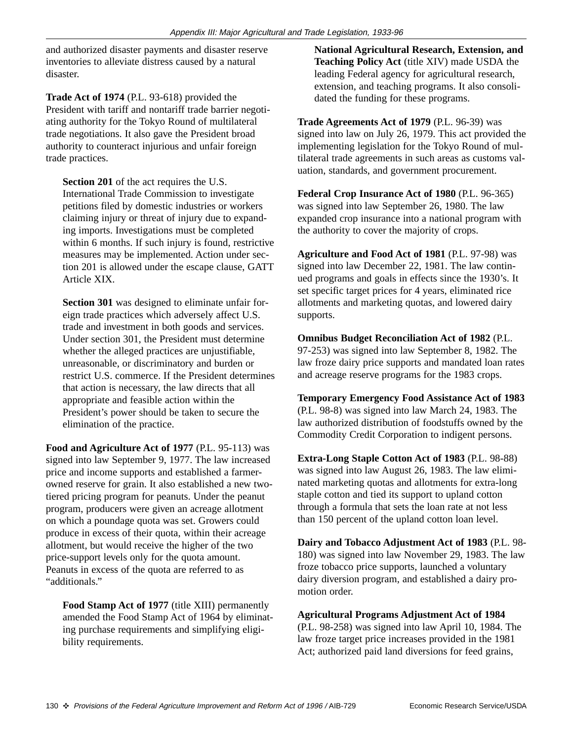and authorized disaster payments and disaster reserve inventories to alleviate distress caused by a natural disaster.

**Trade Act of 1974** (P.L. 93-618) provided the President with tariff and nontariff trade barrier negotiating authority for the Tokyo Round of multilateral trade negotiations. It also gave the President broad authority to counteract injurious and unfair foreign trade practices.

> **Section 201** of the act requires the U.S. International Trade Commission to investigate petitions filed by domestic industries or workers claiming injury or threat of injury due to expanding imports. Investigations must be completed within 6 months. If such injury is found, restrictive measures may be implemented. Action under section 201 is allowed under the escape clause, GATT Article XIX.
>
> **Section 301** was designed to eliminate unfair foreign trade practices which adversely affect U.S. trade and investment in both goods and services. Under section 301, the President must determine whether the alleged practices are unjustifiable, unreasonable, or discriminatory and burden or restrict U.S. commerce. If the President determines that action is necessary, the law directs that all appropriate and feasible action within the President's power should be taken to secure the elimination of the practice.

**Food and Agriculture Act of 1977** (P.L. 95-113) was signed into law September 9, 1977. The law increased price and income supports and established a farmer-owned reserve for grain. It also established a new two-tiered pricing program for peanuts. Under the peanut program, producers were given an acreage allotment on which a poundage quota was set. Growers could produce in excess of their quota, within their acreage allotment, but would receive the higher of the two price-support levels only for the quota amount. Peanuts in excess of the quota are referred to as "additionals."

> **Food Stamp Act of 1977** (title XIII) permanently amended the Food Stamp Act of 1964 by eliminating purchase requirements and simplifying eligibility requirements.
>
> **National Agricultural Research, Extension, and Teaching Policy Act** (title XIV) made USDA the leading Federal agency for agricultural research, extension, and teaching programs. It also consolidated the funding for these programs.

**Trade Agreements Act of 1979** (P.L. 96-39) was signed into law on July 26, 1979. This act provided the implementing legislation for the Tokyo Round of multilateral trade agreements in such areas as customs valuation, standards, and government procurement.

**Federal Crop Insurance Act of 1980** (P.L. 96-365) was signed into law September 26, 1980. The law expanded crop insurance into a national program with the authority to cover the majority of crops.

**Agriculture and Food Act of 1981** (P.L. 97-98) was signed into law December 22, 1981. The law continued programs and goals in effects since the 1930's. It set specific target prices for 4 years, eliminated rice allotments and marketing quotas, and lowered dairy supports.

**Omnibus Budget Reconciliation Act of 1982** (P.L. 97-253) was signed into law September 8, 1982. The law froze dairy price supports and mandated loan rates and acreage reserve programs for the 1983 crops.

**Temporary Emergency Food Assistance Act of 1983** (P.L. 98-8) was signed into law March 24, 1983. The law authorized distribution of foodstuffs owned by the Commodity Credit Corporation to indigent persons.

**Extra-Long Staple Cotton Act of 1983** (P.L. 98-88) was signed into law August 26, 1983. The law eliminated marketing quotas and allotments for extra-long staple cotton and tied its support to upland cotton through a formula that sets the loan rate at not less than 150 percent of the upland cotton loan level.

**Dairy and Tobacco Adjustment Act of 1983** (P.L. 98-180) was signed into law November 29, 1983. The law froze tobacco price supports, launched a voluntary dairy diversion program, and established a dairy promotion order.

**Agricultural Programs Adjustment Act of 1984** (P.L. 98-258) was signed into law April 10, 1984. The law froze target price increases provided in the 1981 Act; authorized paid land diversions for feed grains,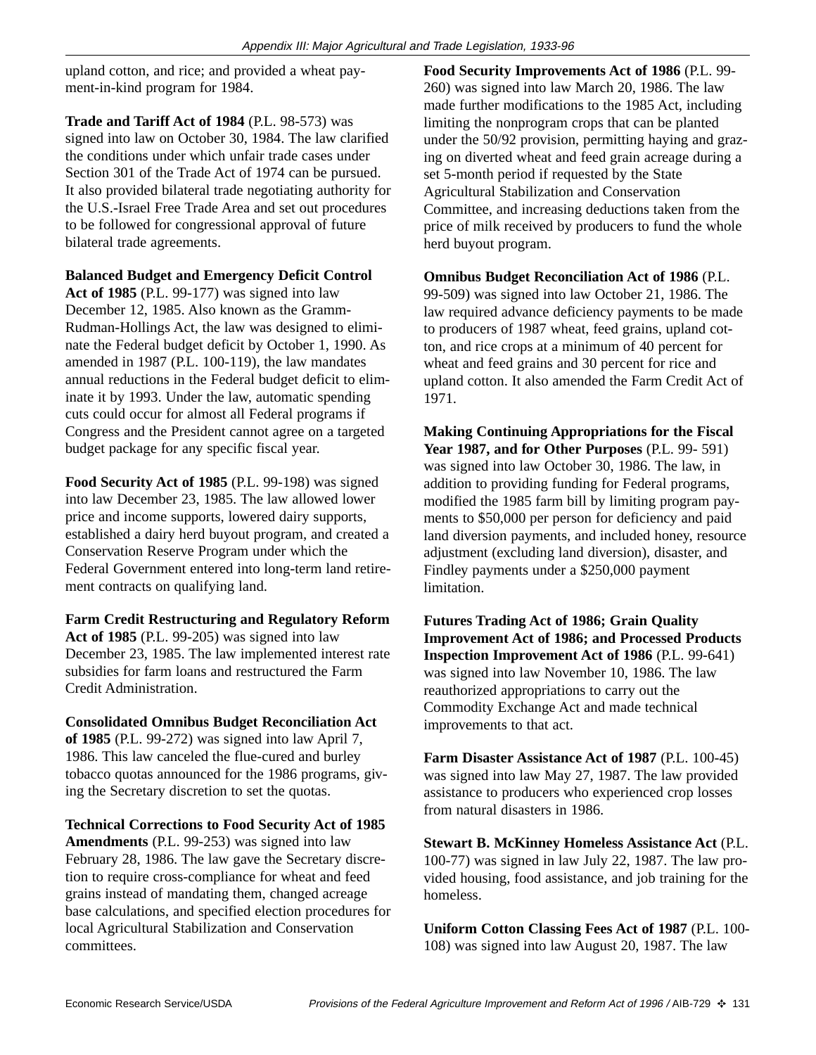upland cotton, and rice; and provided a wheat payment-in-kind program for 1984.

**Trade and Tariff Act of 1984** (P.L. 98-573) was signed into law on October 30, 1984. The law clarified the conditions under which unfair trade cases under Section 301 of the Trade Act of 1974 can be pursued. It also provided bilateral trade negotiating authority for the U.S.-Israel Free Trade Area and set out procedures to be followed for congressional approval of future bilateral trade agreements.

**Balanced Budget and Emergency Deficit Control Act of 1985** (P.L. 99-177) was signed into law December 12, 1985. Also known as the Gramm-Rudman-Hollings Act, the law was designed to eliminate the Federal budget deficit by October 1, 1990. As amended in 1987 (P.L. 100-119), the law mandates annual reductions in the Federal budget deficit to eliminate it by 1993. Under the law, automatic spending cuts could occur for almost all Federal programs if Congress and the President cannot agree on a targeted budget package for any specific fiscal year.

**Food Security Act of 1985** (P.L. 99-198) was signed into law December 23, 1985. The law allowed lower price and income supports, lowered dairy supports, established a dairy herd buyout program, and created a Conservation Reserve Program under which the Federal Government entered into long-term land retirement contracts on qualifying land.

**Farm Credit Restructuring and Regulatory Reform Act of 1985** (P.L. 99-205) was signed into law December 23, 1985. The law implemented interest rate subsidies for farm loans and restructured the Farm Credit Administration.

**Consolidated Omnibus Budget Reconciliation Act of 1985** (P.L. 99-272) was signed into law April 7, 1986. This law canceled the flue-cured and burley tobacco quotas announced for the 1986 programs, giving the Secretary discretion to set the quotas.

**Technical Corrections to Food Security Act of 1985 Amendments** (P.L. 99-253) was signed into law February 28, 1986. The law gave the Secretary discretion to require cross-compliance for wheat and feed grains instead of mandating them, changed acreage base calculations, and specified election procedures for local Agricultural Stabilization and Conservation committees.

**Food Security Improvements Act of 1986** (P.L. 99-260) was signed into law March 20, 1986. The law made further modifications to the 1985 Act, including limiting the nonprogram crops that can be planted under the 50/92 provision, permitting haying and grazing on diverted wheat and feed grain acreage during a set 5-month period if requested by the State Agricultural Stabilization and Conservation Committee, and increasing deductions taken from the price of milk received by producers to fund the whole herd buyout program.

**Omnibus Budget Reconciliation Act of 1986** (P.L. 99-509) was signed into law October 21, 1986. The law required advance deficiency payments to be made to producers of 1987 wheat, feed grains, upland cotton, and rice crops at a minimum of 40 percent for wheat and feed grains and 30 percent for rice and upland cotton. It also amended the Farm Credit Act of 1971.

**Making Continuing Appropriations for the Fiscal Year 1987, and for Other Purposes** (P.L. 99- 591) was signed into law October 30, 1986. The law, in addition to providing funding for Federal programs, modified the 1985 farm bill by limiting program payments to $50,000 per person for deficiency and paid land diversion payments, and included honey, resource adjustment (excluding land diversion), disaster, and Findley payments under a $250,000 payment limitation.

**Futures Trading Act of 1986; Grain Quality Improvement Act of 1986; and Processed Products Inspection Improvement Act of 1986** (P.L. 99-641) was signed into law November 10, 1986. The law reauthorized appropriations to carry out the Commodity Exchange Act and made technical improvements to that act.

**Farm Disaster Assistance Act of 1987** (P.L. 100-45) was signed into law May 27, 1987. The law provided assistance to producers who experienced crop losses from natural disasters in 1986.

**Stewart B. McKinney Homeless Assistance Act** (P.L. 100-77) was signed in law July 22, 1987. The law provided housing, food assistance, and job training for the homeless.

**Uniform Cotton Classing Fees Act of 1987** (P.L. 100-108) was signed into law August 20, 1987. The law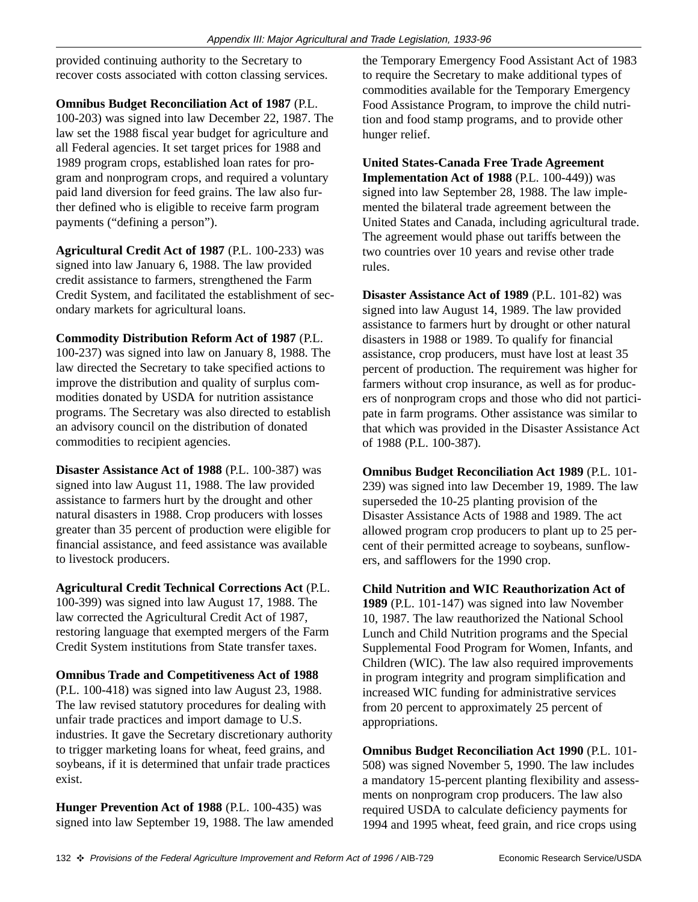provided continuing authority to the Secretary to recover costs associated with cotton classing services.

**Omnibus Budget Reconciliation Act of 1987** (P.L. 100-203) was signed into law December 22, 1987. The law set the 1988 fiscal year budget for agriculture and all Federal agencies. It set target prices for 1988 and 1989 program crops, established loan rates for program and nonprogram crops, and required a voluntary paid land diversion for feed grains. The law also further defined who is eligible to receive farm program payments ("defining a person").

**Agricultural Credit Act of 1987** (P.L. 100-233) was signed into law January 6, 1988. The law provided credit assistance to farmers, strengthened the Farm Credit System, and facilitated the establishment of secondary markets for agricultural loans.

**Commodity Distribution Reform Act of 1987** (P.L. 100-237) was signed into law on January 8, 1988. The law directed the Secretary to take specified actions to improve the distribution and quality of surplus commodities donated by USDA for nutrition assistance programs. The Secretary was also directed to establish an advisory council on the distribution of donated commodities to recipient agencies.

**Disaster Assistance Act of 1988** (P.L. 100-387) was signed into law August 11, 1988. The law provided assistance to farmers hurt by the drought and other natural disasters in 1988. Crop producers with losses greater than 35 percent of production were eligible for financial assistance, and feed assistance was available to livestock producers.

**Agricultural Credit Technical Corrections Act** (P.L. 100-399) was signed into law August 17, 1988. The law corrected the Agricultural Credit Act of 1987, restoring language that exempted mergers of the Farm Credit System institutions from State transfer taxes.

**Omnibus Trade and Competitiveness Act of 1988** (P.L. 100-418) was signed into law August 23, 1988. The law revised statutory procedures for dealing with unfair trade practices and import damage to U.S. industries. It gave the Secretary discretionary authority to trigger marketing loans for wheat, feed grains, and soybeans, if it is determined that unfair trade practices exist.

**Hunger Prevention Act of 1988** (P.L. 100-435) was signed into law September 19, 1988. The law amended the Temporary Emergency Food Assistant Act of 1983 to require the Secretary to make additional types of commodities available for the Temporary Emergency Food Assistance Program, to improve the child nutrition and food stamp programs, and to provide other hunger relief.

**United States-Canada Free Trade Agreement Implementation Act of 1988** (P.L. 100-449)) was signed into law September 28, 1988. The law implemented the bilateral trade agreement between the United States and Canada, including agricultural trade. The agreement would phase out tariffs between the two countries over 10 years and revise other trade rules.

**Disaster Assistance Act of 1989** (P.L. 101-82) was signed into law August 14, 1989. The law provided assistance to farmers hurt by drought or other natural disasters in 1988 or 1989. To qualify for financial assistance, crop producers, must have lost at least 35 percent of production. The requirement was higher for farmers without crop insurance, as well as for producers of nonprogram crops and those who did not participate in farm programs. Other assistance was similar to that which was provided in the Disaster Assistance Act of 1988 (P.L. 100-387).

**Omnibus Budget Reconciliation Act 1989** (P.L. 101-239) was signed into law December 19, 1989. The law superseded the 10-25 planting provision of the Disaster Assistance Acts of 1988 and 1989. The act allowed program crop producers to plant up to 25 percent of their permitted acreage to soybeans, sunflowers, and safflowers for the 1990 crop.

**Child Nutrition and WIC Reauthorization Act of 1989** (P.L. 101-147) was signed into law November 10, 1987. The law reauthorized the National School Lunch and Child Nutrition programs and the Special Supplemental Food Program for Women, Infants, and Children (WIC). The law also required improvements in program integrity and program simplification and increased WIC funding for administrative services from 20 percent to approximately 25 percent of appropriations.

**Omnibus Budget Reconciliation Act 1990** (P.L. 101-508) was signed November 5, 1990. The law includes a mandatory 15-percent planting flexibility and assessments on nonprogram crop producers. The law also required USDA to calculate deficiency payments for 1994 and 1995 wheat, feed grain, and rice crops using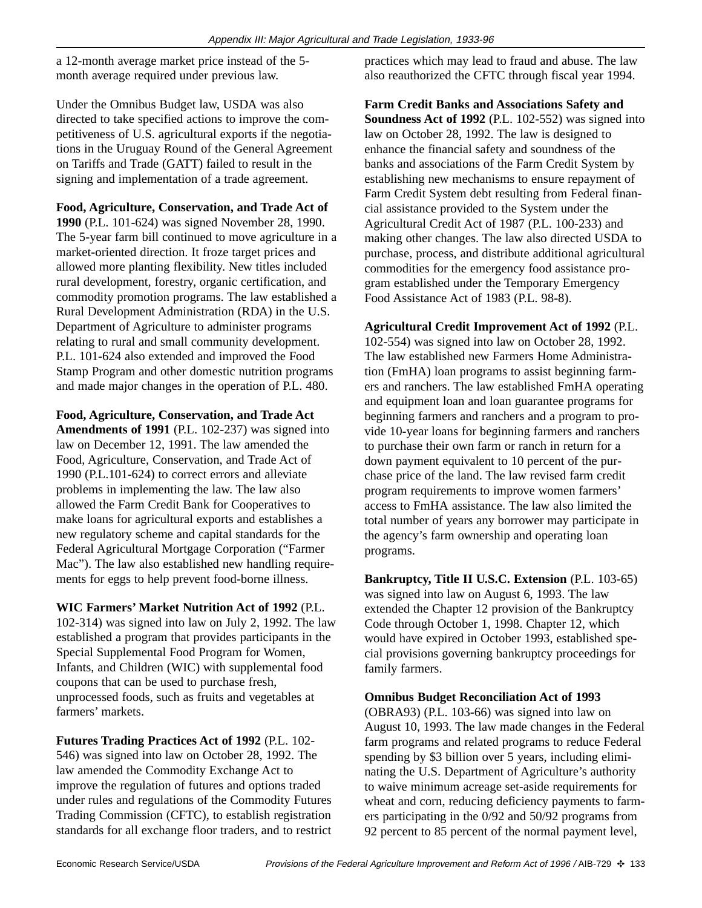a 12-month average market price instead of the 5-month average required under previous law.

Under the Omnibus Budget law, USDA was also directed to take specified actions to improve the competitiveness of U.S. agricultural exports if the negotiations in the Uruguay Round of the General Agreement on Tariffs and Trade (GATT) failed to result in the signing and implementation of a trade agreement.

**Food, Agriculture, Conservation, and Trade Act of 1990** (P.L. 101-624) was signed November 28, 1990. The 5-year farm bill continued to move agriculture in a market-oriented direction. It froze target prices and allowed more planting flexibility. New titles included rural development, forestry, organic certification, and commodity promotion programs. The law established a Rural Development Administration (RDA) in the U.S. Department of Agriculture to administer programs relating to rural and small community development. P.L. 101-624 also extended and improved the Food Stamp Program and other domestic nutrition programs and made major changes in the operation of P.L. 480.

**Food, Agriculture, Conservation, and Trade Act Amendments of 1991** (P.L. 102-237) was signed into law on December 12, 1991. The law amended the Food, Agriculture, Conservation, and Trade Act of 1990 (P.L.101-624) to correct errors and alleviate problems in implementing the law. The law also allowed the Farm Credit Bank for Cooperatives to make loans for agricultural exports and establishes a new regulatory scheme and capital standards for the Federal Agricultural Mortgage Corporation ("Farmer Mac"). The law also established new handling requirements for eggs to help prevent food-borne illness.

**WIC Farmers' Market Nutrition Act of 1992** (P.L. 102-314) was signed into law on July 2, 1992. The law established a program that provides participants in the Special Supplemental Food Program for Women, Infants, and Children (WIC) with supplemental food coupons that can be used to purchase fresh, unprocessed foods, such as fruits and vegetables at farmers' markets.

**Futures Trading Practices Act of 1992** (P.L. 102-546) was signed into law on October 28, 1992. The law amended the Commodity Exchange Act to improve the regulation of futures and options traded under rules and regulations of the Commodity Futures Trading Commission (CFTC), to establish registration standards for all exchange floor traders, and to restrict practices which may lead to fraud and abuse. The law also reauthorized the CFTC through fiscal year 1994.

**Farm Credit Banks and Associations Safety and Soundness Act of 1992** (P.L. 102-552) was signed into law on October 28, 1992. The law is designed to enhance the financial safety and soundness of the banks and associations of the Farm Credit System by establishing new mechanisms to ensure repayment of Farm Credit System debt resulting from Federal financial assistance provided to the System under the Agricultural Credit Act of 1987 (P.L. 100-233) and making other changes. The law also directed USDA to purchase, process, and distribute additional agricultural commodities for the emergency food assistance program established under the Temporary Emergency Food Assistance Act of 1983 (P.L. 98-8).

**Agricultural Credit Improvement Act of 1992** (P.L. 102-554) was signed into law on October 28, 1992. The law established new Farmers Home Administration (FmHA) loan programs to assist beginning farmers and ranchers. The law established FmHA operating and equipment loan and loan guarantee programs for beginning farmers and ranchers and a program to provide 10-year loans for beginning farmers and ranchers to purchase their own farm or ranch in return for a down payment equivalent to 10 percent of the purchase price of the land. The law revised farm credit program requirements to improve women farmers' access to FmHA assistance. The law also limited the total number of years any borrower may participate in the agency's farm ownership and operating loan programs.

**Bankruptcy, Title II U.S.C. Extension** (P.L. 103-65) was signed into law on August 6, 1993. The law extended the Chapter 12 provision of the Bankruptcy Code through October 1, 1998. Chapter 12, which would have expired in October 1993, established special provisions governing bankruptcy proceedings for family farmers.

**Omnibus Budget Reconciliation Act of 1993** (OBRA93) (P.L. 103-66) was signed into law on August 10, 1993. The law made changes in the Federal farm programs and related programs to reduce Federal spending by $3 billion over 5 years, including eliminating the U.S. Department of Agriculture's authority to waive minimum acreage set-aside requirements for wheat and corn, reducing deficiency payments to farmers participating in the 0/92 and 50/92 programs from 92 percent to 85 percent of the normal payment level,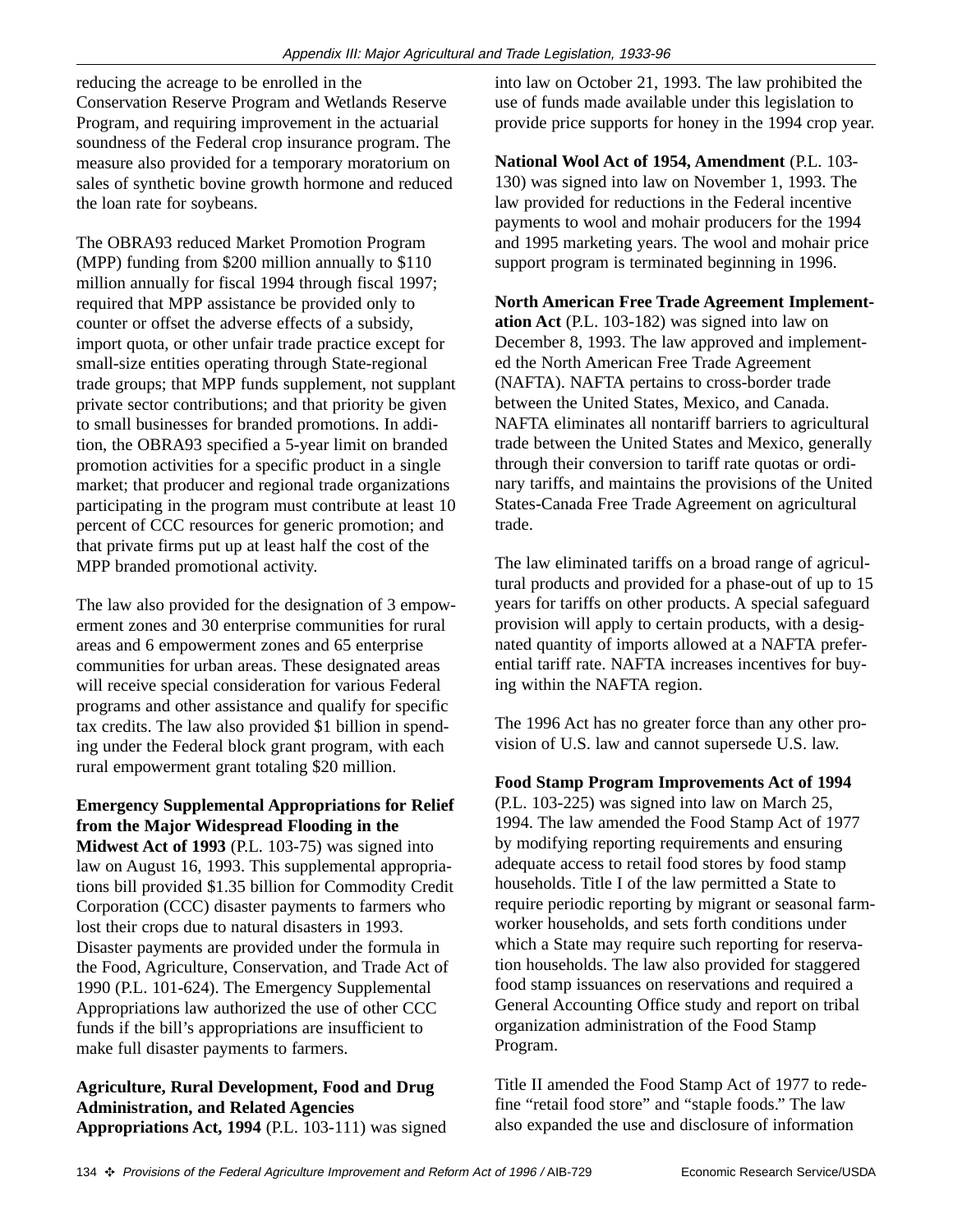reducing the acreage to be enrolled in the Conservation Reserve Program and Wetlands Reserve Program, and requiring improvement in the actuarial soundness of the Federal crop insurance program. The measure also provided for a temporary moratorium on sales of synthetic bovine growth hormone and reduced the loan rate for soybeans.

The OBRA93 reduced Market Promotion Program (MPP) funding from $200 million annually to $110 million annually for fiscal 1994 through fiscal 1997; required that MPP assistance be provided only to counter or offset the adverse effects of a subsidy, import quota, or other unfair trade practice except for small-size entities operating through State-regional trade groups; that MPP funds supplement, not supplant private sector contributions; and that priority be given to small businesses for branded promotions. In addition, the OBRA93 specified a 5-year limit on branded promotion activities for a specific product in a single market; that producer and regional trade organizations participating in the program must contribute at least 10 percent of CCC resources for generic promotion; and that private firms put up at least half the cost of the MPP branded promotional activity.

The law also provided for the designation of 3 empowerment zones and 30 enterprise communities for rural areas and 6 empowerment zones and 65 enterprise communities for urban areas. These designated areas will receive special consideration for various Federal programs and other assistance and qualify for specific tax credits. The law also provided $1 billion in spending under the Federal block grant program, with each rural empowerment grant totaling $20 million.

**Emergency Supplemental Appropriations for Relief from the Major Widespread Flooding in the Midwest Act of 1993** (P.L. 103-75) was signed into law on August 16, 1993. This supplemental appropriations bill provided $1.35 billion for Commodity Credit Corporation (CCC) disaster payments to farmers who lost their crops due to natural disasters in 1993. Disaster payments are provided under the formula in the Food, Agriculture, Conservation, and Trade Act of 1990 (P.L. 101-624). The Emergency Supplemental Appropriations law authorized the use of other CCC funds if the bill's appropriations are insufficient to make full disaster payments to farmers.

**Agriculture, Rural Development, Food and Drug Administration, and Related Agencies Appropriations Act, 1994** (P.L. 103-111) was signed into law on October 21, 1993. The law prohibited the use of funds made available under this legislation to provide price supports for honey in the 1994 crop year.

**National Wool Act of 1954, Amendment** (P.L. 103-130) was signed into law on November 1, 1993. The law provided for reductions in the Federal incentive payments to wool and mohair producers for the 1994 and 1995 marketing years. The wool and mohair price support program is terminated beginning in 1996.

**North American Free Trade Agreement Implementation Act** (P.L. 103-182) was signed into law on December 8, 1993. The law approved and implemented the North American Free Trade Agreement (NAFTA). NAFTA pertains to cross-border trade between the United States, Mexico, and Canada. NAFTA eliminates all nontariff barriers to agricultural trade between the United States and Mexico, generally through their conversion to tariff rate quotas or ordinary tariffs, and maintains the provisions of the United States-Canada Free Trade Agreement on agricultural trade.

The law eliminated tariffs on a broad range of agricultural products and provided for a phase-out of up to 15 years for tariffs on other products. A special safeguard provision will apply to certain products, with a designated quantity of imports allowed at a NAFTA preferential tariff rate. NAFTA increases incentives for buying within the NAFTA region.

The 1996 Act has no greater force than any other provision of U.S. law and cannot supersede U.S. law.

**Food Stamp Program Improvements Act of 1994** (P.L. 103-225) was signed into law on March 25, 1994. The law amended the Food Stamp Act of 1977 by modifying reporting requirements and ensuring adequate access to retail food stores by food stamp households. Title I of the law permitted a State to require periodic reporting by migrant or seasonal farmworker households, and sets forth conditions under which a State may require such reporting for reservation households. The law also provided for staggered food stamp issuances on reservations and required a General Accounting Office study and report on tribal organization administration of the Food Stamp Program.

Title II amended the Food Stamp Act of 1977 to redefine "retail food store" and "staple foods." The law also expanded the use and disclosure of information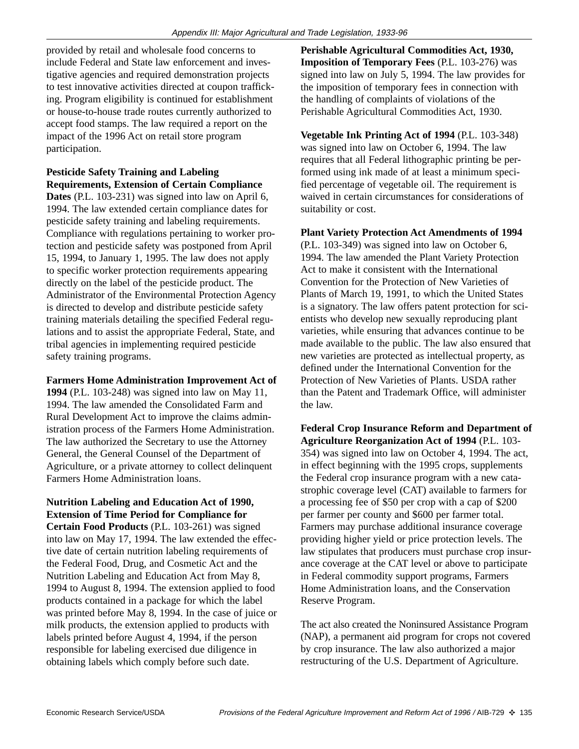provided by retail and wholesale food concerns to include Federal and State law enforcement and investigative agencies and required demonstration projects to test innovative activities directed at coupon trafficking. Program eligibility is continued for establishment or house-to-house trade routes currently authorized to accept food stamps. The law required a report on the impact of the 1996 Act on retail store program participation.

**Pesticide Safety Training and Labeling Requirements, Extension of Certain Compliance Dates** (P.L. 103-231) was signed into law on April 6, 1994. The law extended certain compliance dates for pesticide safety training and labeling requirements. Compliance with regulations pertaining to worker protection and pesticide safety was postponed from April 15, 1994, to January 1, 1995. The law does not apply to specific worker protection requirements appearing directly on the label of the pesticide product. The Administrator of the Environmental Protection Agency is directed to develop and distribute pesticide safety training materials detailing the specified Federal regulations and to assist the appropriate Federal, State, and tribal agencies in implementing required pesticide safety training programs.

**Farmers Home Administration Improvement Act of 1994** (P.L. 103-248) was signed into law on May 11, 1994. The law amended the Consolidated Farm and Rural Development Act to improve the claims administration process of the Farmers Home Administration. The law authorized the Secretary to use the Attorney General, the General Counsel of the Department of Agriculture, or a private attorney to collect delinquent Farmers Home Administration loans.

**Nutrition Labeling and Education Act of 1990, Extension of Time Period for Compliance for Certain Food Products** (P.L. 103-261) was signed into law on May 17, 1994. The law extended the effective date of certain nutrition labeling requirements of the Federal Food, Drug, and Cosmetic Act and the Nutrition Labeling and Education Act from May 8, 1994 to August 8, 1994. The extension applied to food products contained in a package for which the label was printed before May 8, 1994. In the case of juice or milk products, the extension applied to products with labels printed before August 4, 1994, if the person responsible for labeling exercised due diligence in obtaining labels which comply before such date.

**Perishable Agricultural Commodities Act, 1930, Imposition of Temporary Fees** (P.L. 103-276) was signed into law on July 5, 1994. The law provides for the imposition of temporary fees in connection with the handling of complaints of violations of the Perishable Agricultural Commodities Act, 1930.

**Vegetable Ink Printing Act of 1994** (P.L. 103-348) was signed into law on October 6, 1994. The law requires that all Federal lithographic printing be performed using ink made of at least a minimum specified percentage of vegetable oil. The requirement is waived in certain circumstances for considerations of suitability or cost.

**Plant Variety Protection Act Amendments of 1994** (P.L. 103-349) was signed into law on October 6, 1994. The law amended the Plant Variety Protection Act to make it consistent with the International Convention for the Protection of New Varieties of Plants of March 19, 1991, to which the United States is a signatory. The law offers patent protection for scientists who develop new sexually reproducing plant varieties, while ensuring that advances continue to be made available to the public. The law also ensured that new varieties are protected as intellectual property, as defined under the International Convention for the Protection of New Varieties of Plants. USDA rather than the Patent and Trademark Office, will administer the law.

**Federal Crop Insurance Reform and Department of Agriculture Reorganization Act of 1994** (P.L. 103-354) was signed into law on October 4, 1994. The act, in effect beginning with the 1995 crops, supplements the Federal crop insurance program with a new catastrophic coverage level (CAT) available to farmers for a processing fee of $50 per crop with a cap of $200 per farmer per county and $600 per farmer total. Farmers may purchase additional insurance coverage providing higher yield or price protection levels. The law stipulates that producers must purchase crop insurance coverage at the CAT level or above to participate in Federal commodity support programs, Farmers Home Administration loans, and the Conservation Reserve Program.

The act also created the Noninsured Assistance Program (NAP), a permanent aid program for crops not covered by crop insurance. The law also authorized a major restructuring of the U.S. Department of Agriculture.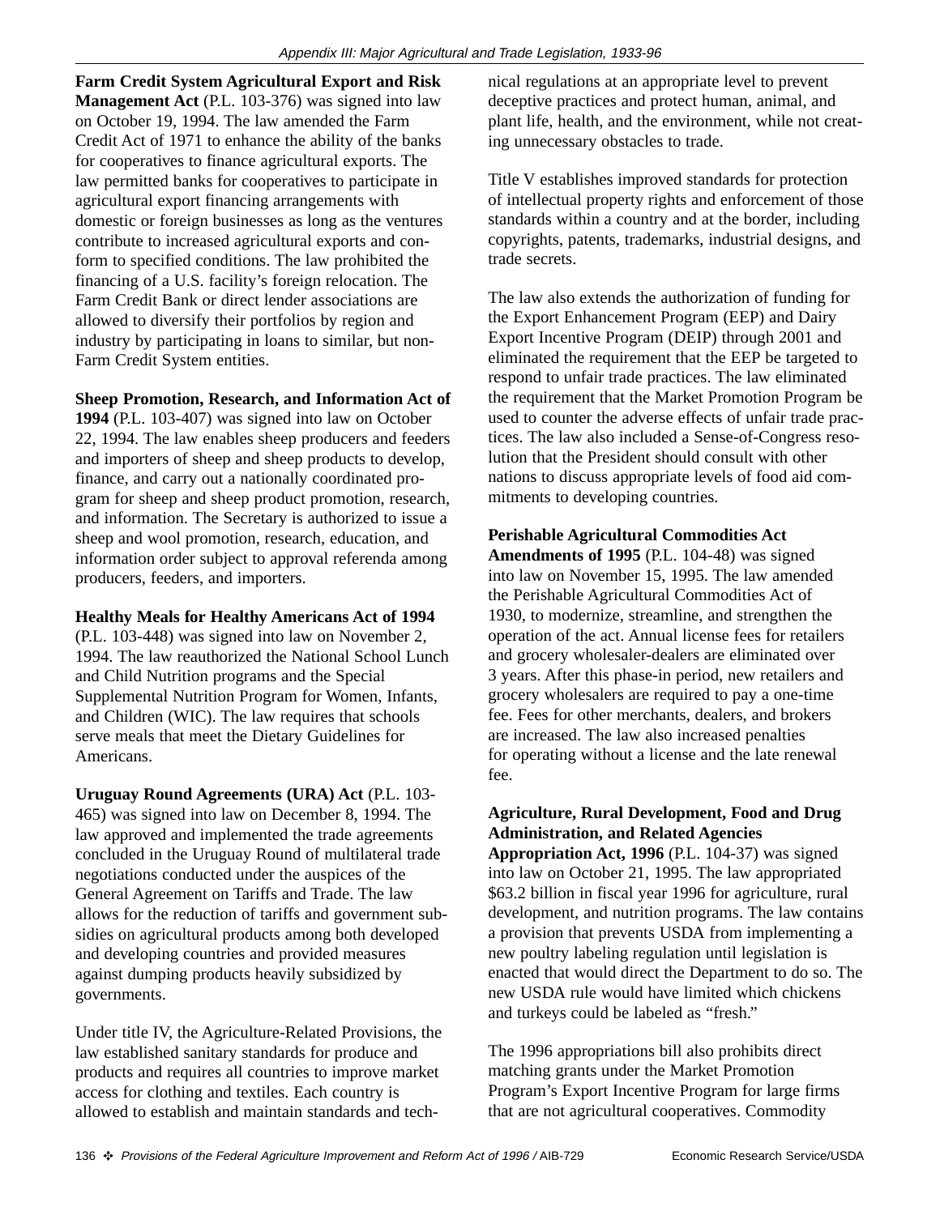**Farm Credit System Agricultural Export and Risk Management Act** (P.L. 103-376) was signed into law on October 19, 1994. The law amended the Farm Credit Act of 1971 to enhance the ability of the banks for cooperatives to finance agricultural exports. The law permitted banks for cooperatives to participate in agricultural export financing arrangements with domestic or foreign businesses as long as the ventures contribute to increased agricultural exports and conform to specified conditions. The law prohibited the financing of a U.S. facility's foreign relocation. The Farm Credit Bank or direct lender associations are allowed to diversify their portfolios by region and industry by participating in loans to similar, but non-Farm Credit System entities.

**Sheep Promotion, Research, and Information Act of 1994** (P.L. 103-407) was signed into law on October 22, 1994. The law enables sheep producers and feeders and importers of sheep and sheep products to develop, finance, and carry out a nationally coordinated program for sheep and sheep product promotion, research, and information. The Secretary is authorized to issue a sheep and wool promotion, research, education, and information order subject to approval referenda among producers, feeders, and importers.

**Healthy Meals for Healthy Americans Act of 1994** (P.L. 103-448) was signed into law on November 2, 1994. The law reauthorized the National School Lunch and Child Nutrition programs and the Special Supplemental Nutrition Program for Women, Infants, and Children (WIC). The law requires that schools serve meals that meet the Dietary Guidelines for Americans.

**Uruguay Round Agreements (URA) Act** (P.L. 103-465) was signed into law on December 8, 1994. The law approved and implemented the trade agreements concluded in the Uruguay Round of multilateral trade negotiations conducted under the auspices of the General Agreement on Tariffs and Trade. The law allows for the reduction of tariffs and government subsidies on agricultural products among both developed and developing countries and provided measures against dumping products heavily subsidized by governments.

Under title IV, the Agriculture-Related Provisions, the law established sanitary standards for produce and products and requires all countries to improve market access for clothing and textiles. Each country is allowed to establish and maintain standards and technical regulations at an appropriate level to prevent deceptive practices and protect human, animal, and plant life, health, and the environment, while not creating unnecessary obstacles to trade.

Title V establishes improved standards for protection of intellectual property rights and enforcement of those standards within a country and at the border, including copyrights, patents, trademarks, industrial designs, and trade secrets.

The law also extends the authorization of funding for the Export Enhancement Program (EEP) and Dairy Export Incentive Program (DEIP) through 2001 and eliminated the requirement that the EEP be targeted to respond to unfair trade practices. The law eliminated the requirement that the Market Promotion Program be used to counter the adverse effects of unfair trade practices. The law also included a Sense-of-Congress resolution that the President should consult with other nations to discuss appropriate levels of food aid commitments to developing countries.

**Perishable Agricultural Commodities Act Amendments of 1995** (P.L. 104-48) was signed into law on November 15, 1995. The law amended the Perishable Agricultural Commodities Act of 1930, to modernize, streamline, and strengthen the operation of the act. Annual license fees for retailers and grocery wholesaler-dealers are eliminated over 3 years. After this phase-in period, new retailers and grocery wholesalers are required to pay a one-time fee. Fees for other merchants, dealers, and brokers are increased. The law also increased penalties for operating without a license and the late renewal fee.

**Agriculture, Rural Development, Food and Drug Administration, and Related Agencies Appropriation Act, 1996** (P.L. 104-37) was signed into law on October 21, 1995. The law appropriated $63.2 billion in fiscal year 1996 for agriculture, rural development, and nutrition programs. The law contains a provision that prevents USDA from implementing a new poultry labeling regulation until legislation is enacted that would direct the Department to do so. The new USDA rule would have limited which chickens and turkeys could be labeled as "fresh."

The 1996 appropriations bill also prohibits direct matching grants under the Market Promotion Program's Export Incentive Program for large firms that are not agricultural cooperatives. Commodity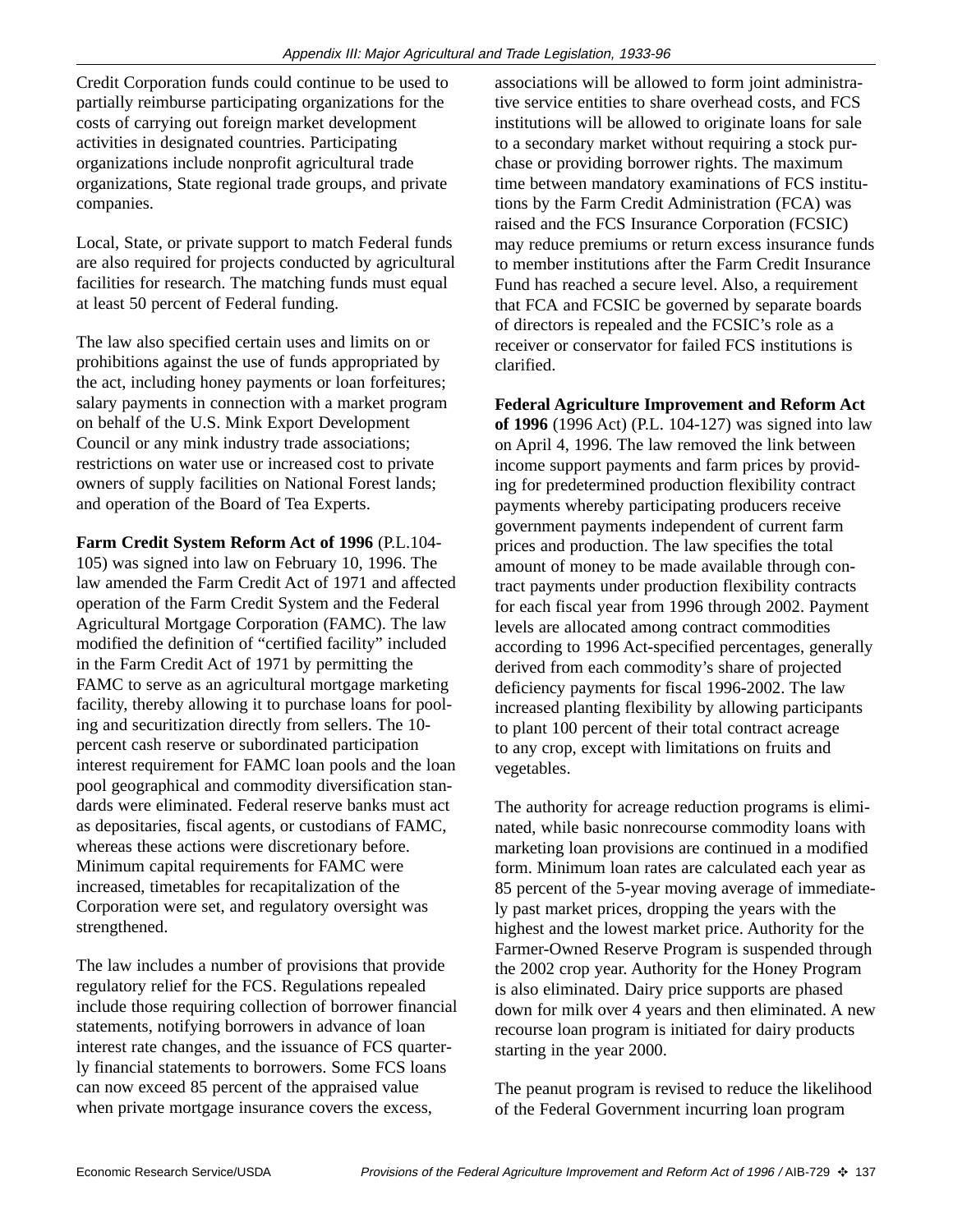Credit Corporation funds could continue to be used to partially reimburse participating organizations for the costs of carrying out foreign market development activities in designated countries. Participating organizations include nonprofit agricultural trade organizations, State regional trade groups, and private companies.

Local, State, or private support to match Federal funds are also required for projects conducted by agricultural facilities for research. The matching funds must equal at least 50 percent of Federal funding.

The law also specified certain uses and limits on or prohibitions against the use of funds appropriated by the act, including honey payments or loan forfeitures; salary payments in connection with a market program on behalf of the U.S. Mink Export Development Council or any mink industry trade associations; restrictions on water use or increased cost to private owners of supply facilities on National Forest lands; and operation of the Board of Tea Experts.

**Farm Credit System Reform Act of 1996** (P.L.104-105) was signed into law on February 10, 1996. The law amended the Farm Credit Act of 1971 and affected operation of the Farm Credit System and the Federal Agricultural Mortgage Corporation (FAMC). The law modified the definition of "certified facility" included in the Farm Credit Act of 1971 by permitting the FAMC to serve as an agricultural mortgage marketing facility, thereby allowing it to purchase loans for pooling and securitization directly from sellers. The 10-percent cash reserve or subordinated participation interest requirement for FAMC loan pools and the loan pool geographical and commodity diversification standards were eliminated. Federal reserve banks must act as depositaries, fiscal agents, or custodians of FAMC, whereas these actions were discretionary before. Minimum capital requirements for FAMC were increased, timetables for recapitalization of the Corporation were set, and regulatory oversight was strengthened.

The law includes a number of provisions that provide regulatory relief for the FCS. Regulations repealed include those requiring collection of borrower financial statements, notifying borrowers in advance of loan interest rate changes, and the issuance of FCS quarterly financial statements to borrowers. Some FCS loans can now exceed 85 percent of the appraised value when private mortgage insurance covers the excess, associations will be allowed to form joint administrative service entities to share overhead costs, and FCS institutions will be allowed to originate loans for sale to a secondary market without requiring a stock purchase or providing borrower rights. The maximum time between mandatory examinations of FCS institutions by the Farm Credit Administration (FCA) was raised and the FCS Insurance Corporation (FCSIC) may reduce premiums or return excess insurance funds to member institutions after the Farm Credit Insurance Fund has reached a secure level. Also, a requirement that FCA and FCSIC be governed by separate boards of directors is repealed and the FCSIC's role as a receiver or conservator for failed FCS institutions is clarified.

**Federal Agriculture Improvement and Reform Act of 1996** (1996 Act) (P.L. 104-127) was signed into law on April 4, 1996. The law removed the link between income support payments and farm prices by providing for predetermined production flexibility contract payments whereby participating producers receive government payments independent of current farm prices and production. The law specifies the total amount of money to be made available through contract payments under production flexibility contracts for each fiscal year from 1996 through 2002. Payment levels are allocated among contract commodities according to 1996 Act-specified percentages, generally derived from each commodity's share of projected deficiency payments for fiscal 1996-2002. The law increased planting flexibility by allowing participants to plant 100 percent of their total contract acreage to any crop, except with limitations on fruits and vegetables.

The authority for acreage reduction programs is eliminated, while basic nonrecourse commodity loans with marketing loan provisions are continued in a modified form. Minimum loan rates are calculated each year as 85 percent of the 5-year moving average of immediately past market prices, dropping the years with the highest and the lowest market price. Authority for the Farmer-Owned Reserve Program is suspended through the 2002 crop year. Authority for the Honey Program is also eliminated. Dairy price supports are phased down for milk over 4 years and then eliminated. A new recourse loan program is initiated for dairy products starting in the year 2000.

The peanut program is revised to reduce the likelihood of the Federal Government incurring loan program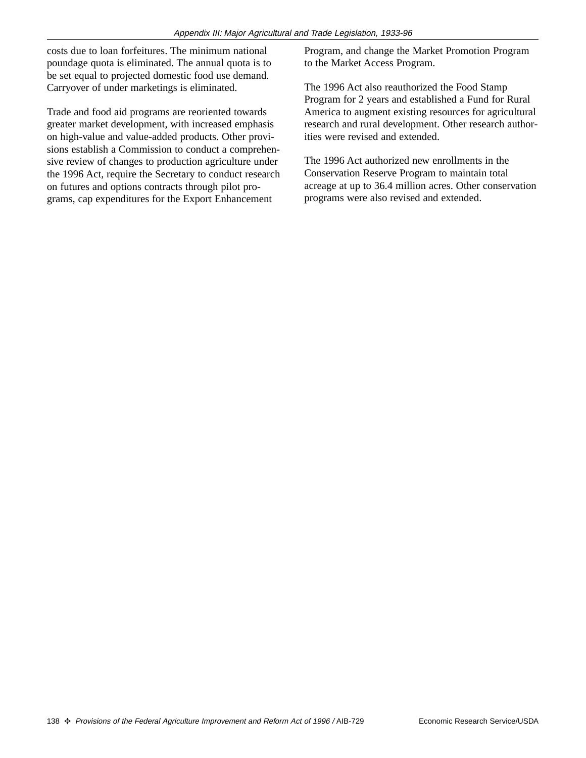costs due to loan forfeitures. The minimum national poundage quota is eliminated. The annual quota is to be set equal to projected domestic food use demand. Carryover of under marketings is eliminated.

Trade and food aid programs are reoriented towards greater market development, with increased emphasis on high-value and value-added products. Other provisions establish a Commission to conduct a comprehensive review of changes to production agriculture under the 1996 Act, require the Secretary to conduct research on futures and options contracts through pilot programs, cap expenditures for the Export Enhancement Program, and change the Market Promotion Program to the Market Access Program.

The 1996 Act also reauthorized the Food Stamp Program for 2 years and established a Fund for Rural America to augment existing resources for agricultural research and rural development. Other research authorities were revised and extended.

The 1996 Act authorized new enrollments in the Conservation Reserve Program to maintain total acreage at up to 36.4 million acres. Other conservation programs were also revised and extended.